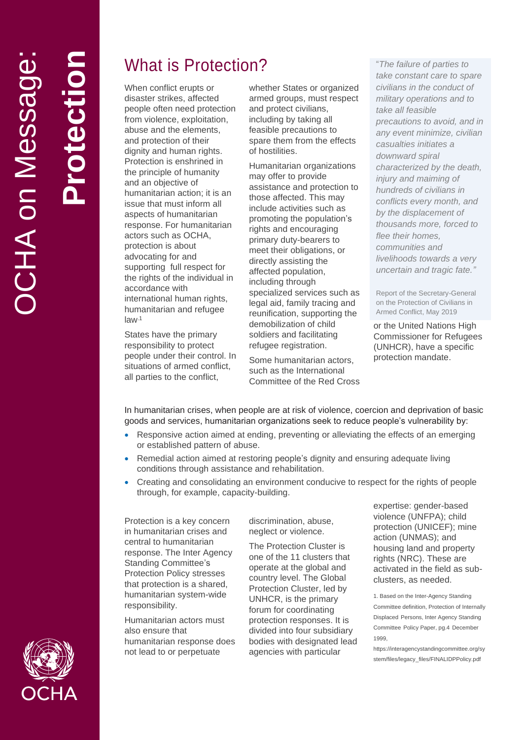# OCHA on Message: **Protection**

## What is Protection?

When conflict erupts or disaster strikes, affected people often need protection from violence, exploitation, abuse and the elements, and protection of their dignity and human rights. Protection is enshrined in the principle of humanity and an objective of humanitarian action; it is an issue that must inform all aspects of humanitarian response. For humanitarian actors such as OCHA, protection is about advocating for and supporting full respect for the rights of the individual in accordance with international human rights, humanitarian and refugee law.[1]

States have the primary responsibility to protect people under their control. In situations of armed conflict, all parties to the conflict, whether States or organized armed groups, must respect and protect civilians, including by taking all feasible precautions to spare them from the effects of hostilities.

Humanitarian organizations may offer to provide assistance and protection to those affected. This may include activities such as promoting the population's rights and encouraging primary duty-bearers to meet their obligations, or directly assisting the affected population, including through specialized services such as legal aid, family tracing and reunification, supporting the demobilization of child soldiers and facilitating refugee registration.

Some humanitarian actors, such as the International Committee of the Red Cross or the United Nations High Commissioner for Refugees (UNHCR), have a specific protection mandate.

> "*The failure of parties to take constant care to spare civilians in the conduct of military operations and to take all feasible precautions to avoid, and in any event minimize, civilian casualties initiates a downward spiral characterized by the death, injury and maiming of hundreds of civilians in conflicts every month, and by the displacement of thousands more, forced to flee their homes, communities and livelihoods towards a very uncertain and tragic fate.*"
>
> Report of the Secretary-General on the Protection of Civilians in Armed Conflict, May 2019

In humanitarian crises, when people are at risk of violence, coercion and deprivation of basic goods and services, humanitarian organizations seek to reduce people's vulnerability by:

- Responsive action aimed at ending, preventing or alleviating the effects of an emerging or established pattern of abuse.
- Remedial action aimed at restoring people's dignity and ensuring adequate living conditions through assistance and rehabilitation.
- Creating and consolidating an environment conducive to respect for the rights of people through, for example, capacity-building.

Protection is a key concern in humanitarian crises and central to humanitarian response. The Inter Agency Standing Committee's Protection Policy stresses that protection is a shared, humanitarian system-wide responsibility.

Humanitarian actors must also ensure that humanitarian response does not lead to or perpetuate discrimination, abuse, neglect or violence.

The Protection Cluster is one of the 11 clusters that operate at the global and country level. The Global Protection Cluster, led by UNHCR, is the primary forum for coordinating protection responses. It is divided into four subsidiary bodies with designated lead agencies with particular expertise: gender-based violence (UNFPA); child protection (UNICEF); mine action (UNMAS); and housing land and property rights (NRC). These are activated in the field as sub-clusters, as needed.

1. Based on the Inter-Agency Standing Committee definition, Protection of Internally Displaced Persons, Inter Agency Standing Committee Policy Paper, pg.4 December 1999, https://interagencystandingcommittee.org/system/files/legacy_files/FINALIDPPolicy.pdf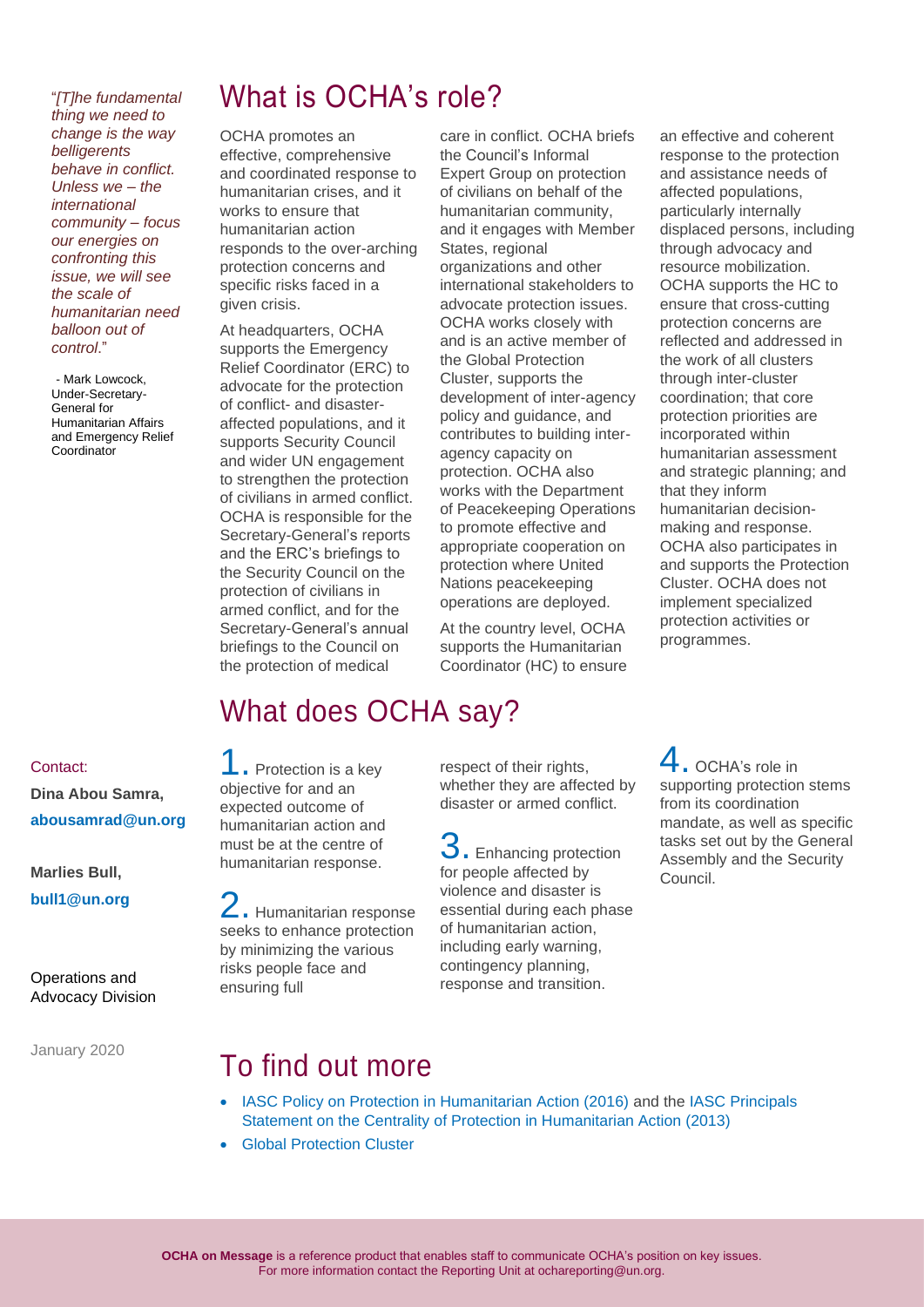"*[T]he fundamental thing we need to change is the way belligerents behave in conflict. Unless we – the international community – focus our energies on confronting this issue, we will see the scale of humanitarian need balloon out of control*."

- Mark Lowcock, Under-Secretary-General for Humanitarian Affairs and Emergency Relief Coordinator

## What is OCHA's role?

OCHA promotes an effective, comprehensive and coordinated response to humanitarian crises, and it works to ensure that humanitarian action responds to the over-arching protection concerns and specific risks faced in a given crisis.

At headquarters, OCHA supports the Emergency Relief Coordinator (ERC) to advocate for the protection of conflict- and disaster-affected populations, and it supports Security Council and wider UN engagement to strengthen the protection of civilians in armed conflict. OCHA is responsible for the Secretary-General's reports and the ERC's briefings to the Security Council on the protection of civilians in armed conflict, and for the Secretary-General's annual briefings to the Council on the protection of medical care in conflict. OCHA briefs the Council's Informal Expert Group on protection of civilians on behalf of the humanitarian community, and it engages with Member States, regional organizations and other international stakeholders to advocate protection issues. OCHA works closely with and is an active member of the Global Protection Cluster, supports the development of inter-agency policy and guidance, and contributes to building inter-agency capacity on protection. OCHA also works with the Department of Peacekeeping Operations to promote effective and appropriate cooperation on protection where United Nations peacekeeping operations are deployed.

At the country level, OCHA supports the Humanitarian Coordinator (HC) to ensure an effective and coherent response to the protection and assistance needs of affected populations, particularly internally displaced persons, including through advocacy and resource mobilization. OCHA supports the HC to ensure that cross-cutting protection concerns are reflected and addressed in the work of all clusters through inter-cluster coordination; that core protection priorities are incorporated within humanitarian assessment and strategic planning; and that they inform humanitarian decision-making and response. OCHA also participates in and supports the Protection Cluster. OCHA does not implement specialized protection activities or programmes.

## What does OCHA say?

1. Protection is a key objective for and an expected outcome of humanitarian action and must be at the centre of humanitarian response.

2. Humanitarian response seeks to enhance protection by minimizing the various risks people face and ensuring full respect of their rights, whether they are affected by disaster or armed conflict.

3. Enhancing protection for people affected by violence and disaster is essential during each phase of humanitarian action, including early warning, contingency planning, response and transition.

4. OCHA's role in supporting protection stems from its coordination mandate, as well as specific tasks set out by the General Assembly and the Security Council.

Contact:

**Dina Abou Samra,**
**abousamrad@un.org**

**Marlies Bull,**
**bull1@un.org**

Operations and Advocacy Division

January 2020

## To find out more

- IASC Policy on Protection in Humanitarian Action (2016) and the IASC Principals Statement on the Centrality of Protection in Humanitarian Action (2013)
- Global Protection Cluster

**OCHA on Message** is a reference product that enables staff to communicate OCHA's position on key issues. For more information contact the Reporting Unit at ochareporting@un.org.